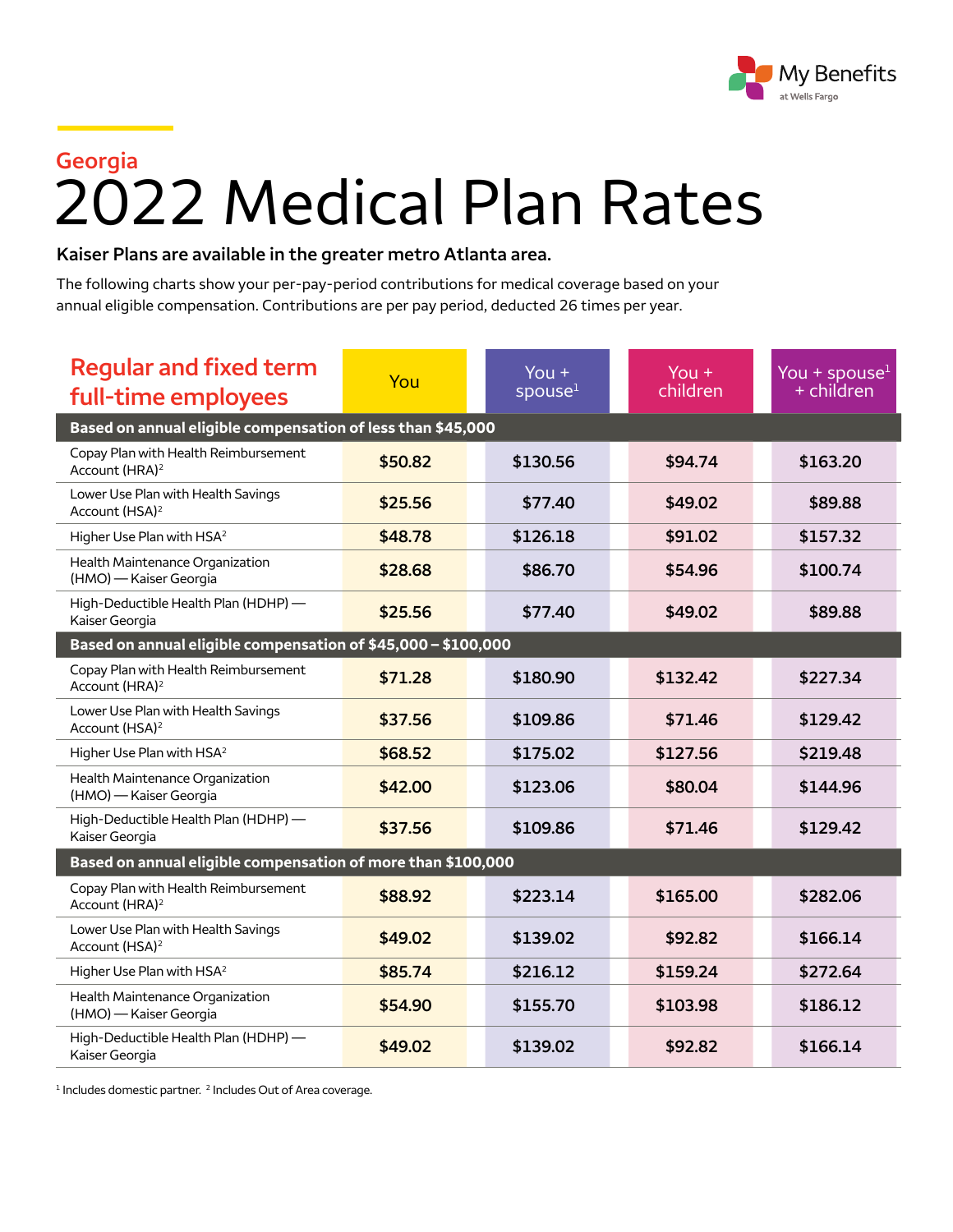My Benefits at Wells Fargo

## Georgia

# 2022 Medical Plan Rates

**Kaiser Plans are available in the greater metro Atlanta area.**

The following charts show your per-pay-period contributions for medical coverage based on your annual eligible compensation. Contributions are per pay period, deducted 26 times per year.

| Regular and fixed term full-time employees | You | You + spouse[1] | You + children | You + spouse[1] + children |
|---|---|---|---|---|
| **Based on annual eligible compensation of less than $45,000** | | | | |
| Copay Plan with Health Reimbursement Account (HRA)[2] | $50.82 | $130.56 | $94.74 | $163.20 |
| Lower Use Plan with Health Savings Account (HSA)[2] | $25.56 | $77.40 | $49.02 | $89.88 |
| Higher Use Plan with HSA[2] | $48.78 | $126.18 | $91.02 | $157.32 |
| Health Maintenance Organization (HMO) — Kaiser Georgia | $28.68 | $86.70 | $54.96 | $100.74 |
| High-Deductible Health Plan (HDHP) — Kaiser Georgia | $25.56 | $77.40 | $49.02 | $89.88 |
| **Based on annual eligible compensation of $45,000 – $100,000** | | | | |
| Copay Plan with Health Reimbursement Account (HRA)[2] | $71.28 | $180.90 | $132.42 | $227.34 |
| Lower Use Plan with Health Savings Account (HSA)[2] | $37.56 | $109.86 | $71.46 | $129.42 |
| Higher Use Plan with HSA[2] | $68.52 | $175.02 | $127.56 | $219.48 |
| Health Maintenance Organization (HMO) — Kaiser Georgia | $42.00 | $123.06 | $80.04 | $144.96 |
| High-Deductible Health Plan (HDHP) — Kaiser Georgia | $37.56 | $109.86 | $71.46 | $129.42 |
| **Based on annual eligible compensation of more than $100,000** | | | | |
| Copay Plan with Health Reimbursement Account (HRA)[2] | $88.92 | $223.14 | $165.00 | $282.06 |
| Lower Use Plan with Health Savings Account (HSA)[2] | $49.02 | $139.02 | $92.82 | $166.14 |
| Higher Use Plan with HSA[2] | $85.74 | $216.12 | $159.24 | $272.64 |
| Health Maintenance Organization (HMO) — Kaiser Georgia | $54.90 | $155.70 | $103.98 | $186.12 |
| High-Deductible Health Plan (HDHP) — Kaiser Georgia | $49.02 | $139.02 | $92.82 | $166.14 |

[1] Includes domestic partner. [2] Includes Out of Area coverage.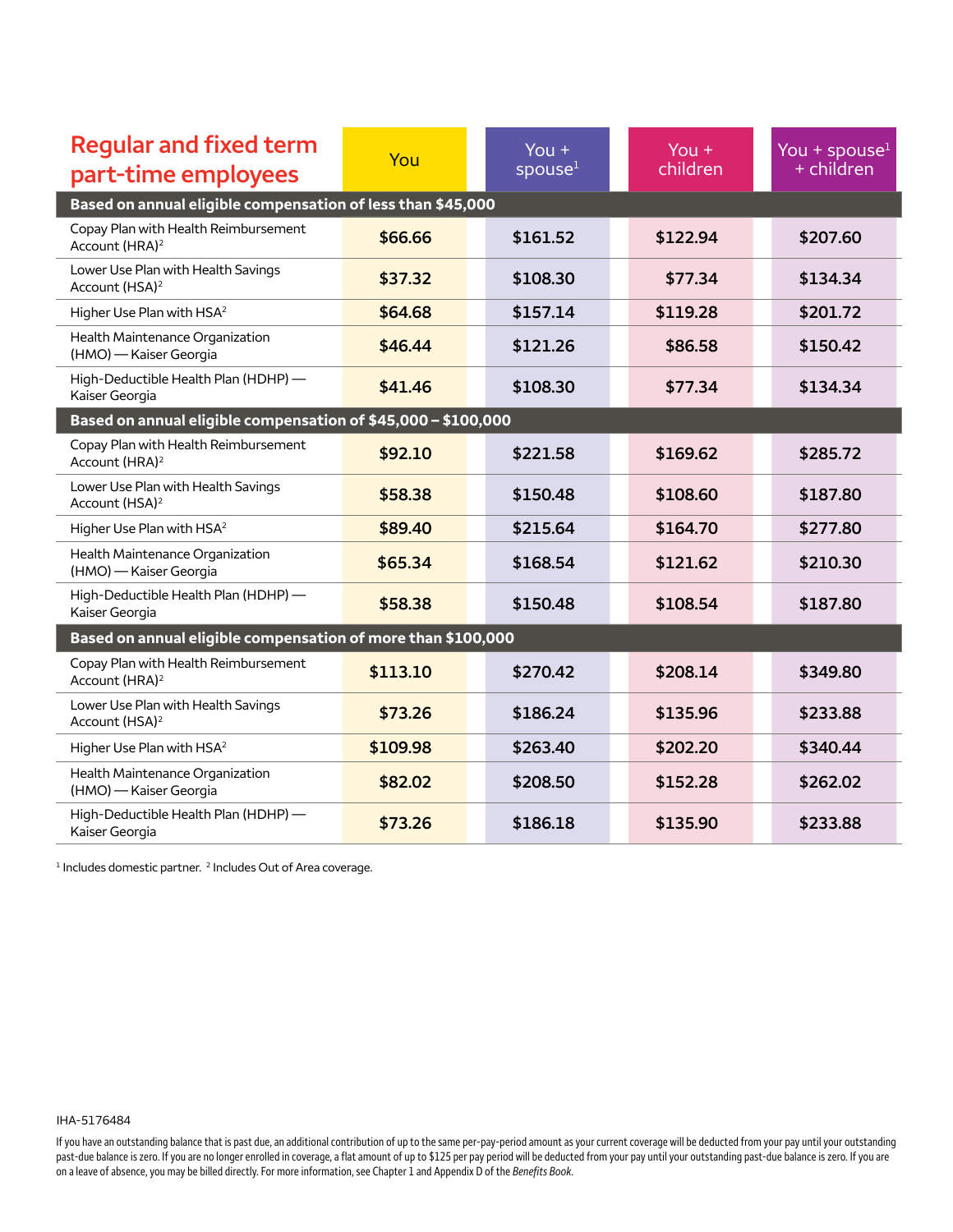| Regular and fixed term part-time employees | You | You + spouse[1] | You + children | You + spouse[1] + children |
| --- | --- | --- | --- | --- |
| **Based on annual eligible compensation of less than $45,000** | | | | |
| Copay Plan with Health Reimbursement Account (HRA)[2] | $66.66 | $161.52 | $122.94 | $207.60 |
| Lower Use Plan with Health Savings Account (HSA)[2] | $37.32 | $108.30 | $77.34 | $134.34 |
| Higher Use Plan with HSA[2] | $64.68 | $157.14 | $119.28 | $201.72 |
| Health Maintenance Organization (HMO) — Kaiser Georgia | $46.44 | $121.26 | $86.58 | $150.42 |
| High-Deductible Health Plan (HDHP) — Kaiser Georgia | $41.46 | $108.30 | $77.34 | $134.34 |
| **Based on annual eligible compensation of $45,000 – $100,000** | | | | |
| Copay Plan with Health Reimbursement Account (HRA)[2] | $92.10 | $221.58 | $169.62 | $285.72 |
| Lower Use Plan with Health Savings Account (HSA)[2] | $58.38 | $150.48 | $108.60 | $187.80 |
| Higher Use Plan with HSA[2] | $89.40 | $215.64 | $164.70 | $277.80 |
| Health Maintenance Organization (HMO) — Kaiser Georgia | $65.34 | $168.54 | $121.62 | $210.30 |
| High-Deductible Health Plan (HDHP) — Kaiser Georgia | $58.38 | $150.48 | $108.54 | $187.80 |
| **Based on annual eligible compensation of more than $100,000** | | | | |
| Copay Plan with Health Reimbursement Account (HRA)[2] | $113.10 | $270.42 | $208.14 | $349.80 |
| Lower Use Plan with Health Savings Account (HSA)[2] | $73.26 | $186.24 | $135.96 | $233.88 |
| Higher Use Plan with HSA[2] | $109.98 | $263.40 | $202.20 | $340.44 |
| Health Maintenance Organization (HMO) — Kaiser Georgia | $82.02 | $208.50 | $152.28 | $262.02 |
| High-Deductible Health Plan (HDHP) — Kaiser Georgia | $73.26 | $186.18 | $135.90 | $233.88 |

[1] Includes domestic partner. [2] Includes Out of Area coverage.

IHA-5176484

If you have an outstanding balance that is past due, an additional contribution of up to the same per-pay-period amount as your current coverage will be deducted from your pay until your outstanding past-due balance is zero. If you are no longer enrolled in coverage, a flat amount of up to $125 per pay period will be deducted from your pay until your outstanding past-due balance is zero. If you are on a leave of absence, you may be billed directly. For more information, see Chapter 1 and Appendix D of the *Benefits Book*.